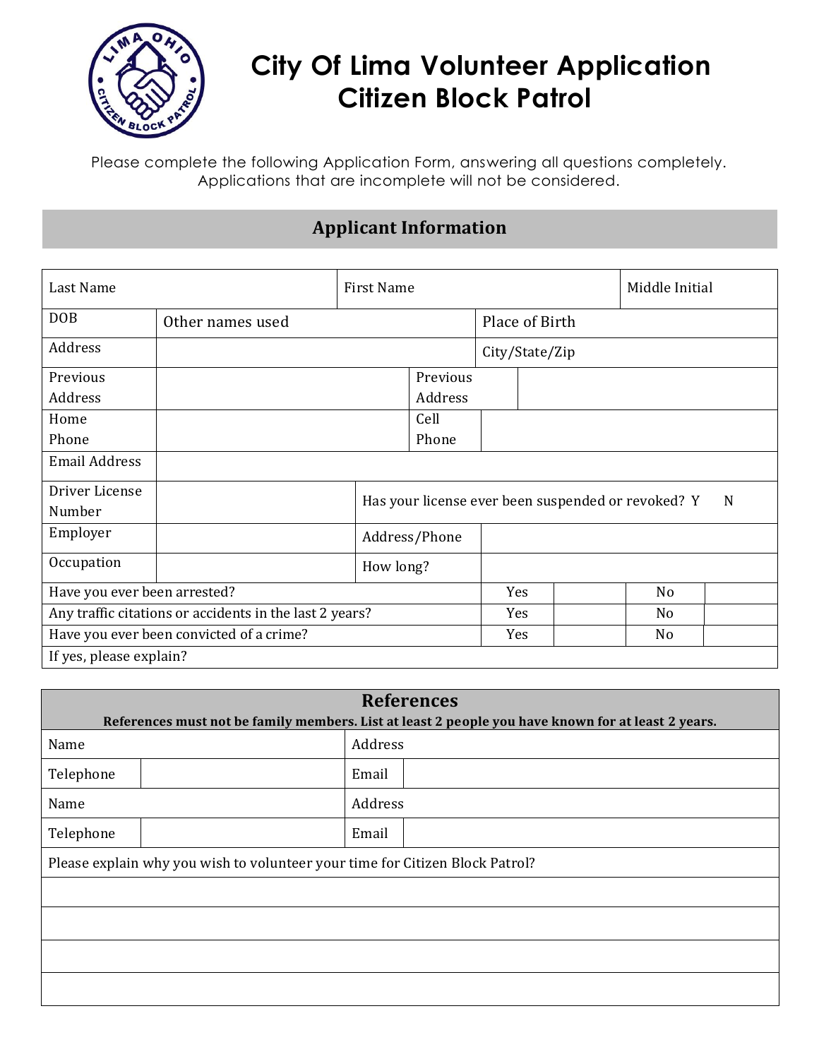# City Of Lima Volunteer Application
# Citizen Block Patrol

Please complete the following Application Form, answering all questions completely. Applications that are incomplete will not be considered.

## Applicant Information

| Last Name | | First Name | | Middle Initial |
|---|---|---|---|---|
| DOB | Other names used | | Place of Birth | |
| Address | | | City/State/Zip | |
| Previous Address | | Previous Address | | |
| Home Phone | | Cell Phone | | |
| Email Address | | | | |
| Driver License Number | | Has your license ever been suspended or revoked? Y N | | |
| Employer | | Address/Phone | | |
| Occupation | | How long? | | |

| | Yes | | No | |
|---|---|---|---|---|
| Have you ever been arrested? | Yes | | No | |
| Any traffic citations or accidents in the last 2 years? | Yes | | No | |
| Have you ever been convicted of a crime? | Yes | | No | |
| If yes, please explain? | | | | |

## References

**References must not be family members. List at least 2 people you have known for at least 2 years.**

| Name | | Address | |
|---|---|---|---|
| Telephone | | Email | |
| Name | | Address | |
| Telephone | | Email | |

Please explain why you wish to volunteer your time for Citizen Block Patrol?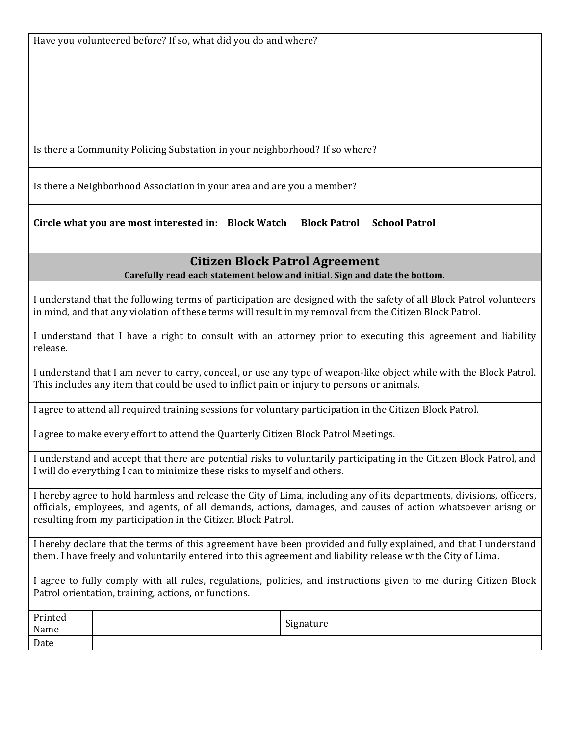Have you volunteered before? If so, what did you do and where?

Is there a Community Policing Substation in your neighborhood? If so where?

Is there a Neighborhood Association in your area and are you a member?

**Circle what you are most interested in: Block Watch Block Patrol School Patrol**

## Citizen Block Patrol Agreement

**Carefully read each statement below and initial. Sign and date the bottom.**

I understand that the following terms of participation are designed with the safety of all Block Patrol volunteers in mind, and that any violation of these terms will result in my removal from the Citizen Block Patrol.

I understand that I have a right to consult with an attorney prior to executing this agreement and liability release.

I understand that I am never to carry, conceal, or use any type of weapon-like object while with the Block Patrol. This includes any item that could be used to inflict pain or injury to persons or animals.

I agree to attend all required training sessions for voluntary participation in the Citizen Block Patrol.

I agree to make every effort to attend the Quarterly Citizen Block Patrol Meetings.

I understand and accept that there are potential risks to voluntarily participating in the Citizen Block Patrol, and I will do everything I can to minimize these risks to myself and others.

I hereby agree to hold harmless and release the City of Lima, including any of its departments, divisions, officers, officials, employees, and agents, of all demands, actions, damages, and causes of action whatsoever arisng or resulting from my participation in the Citizen Block Patrol.

I hereby declare that the terms of this agreement have been provided and fully explained, and that I understand them. I have freely and voluntarily entered into this agreement and liability release with the City of Lima.

I agree to fully comply with all rules, regulations, policies, and instructions given to me during Citizen Block Patrol orientation, training, actions, or functions.

| Printed Name | | Signature | |
|---|---|---|---|
| Date | | | |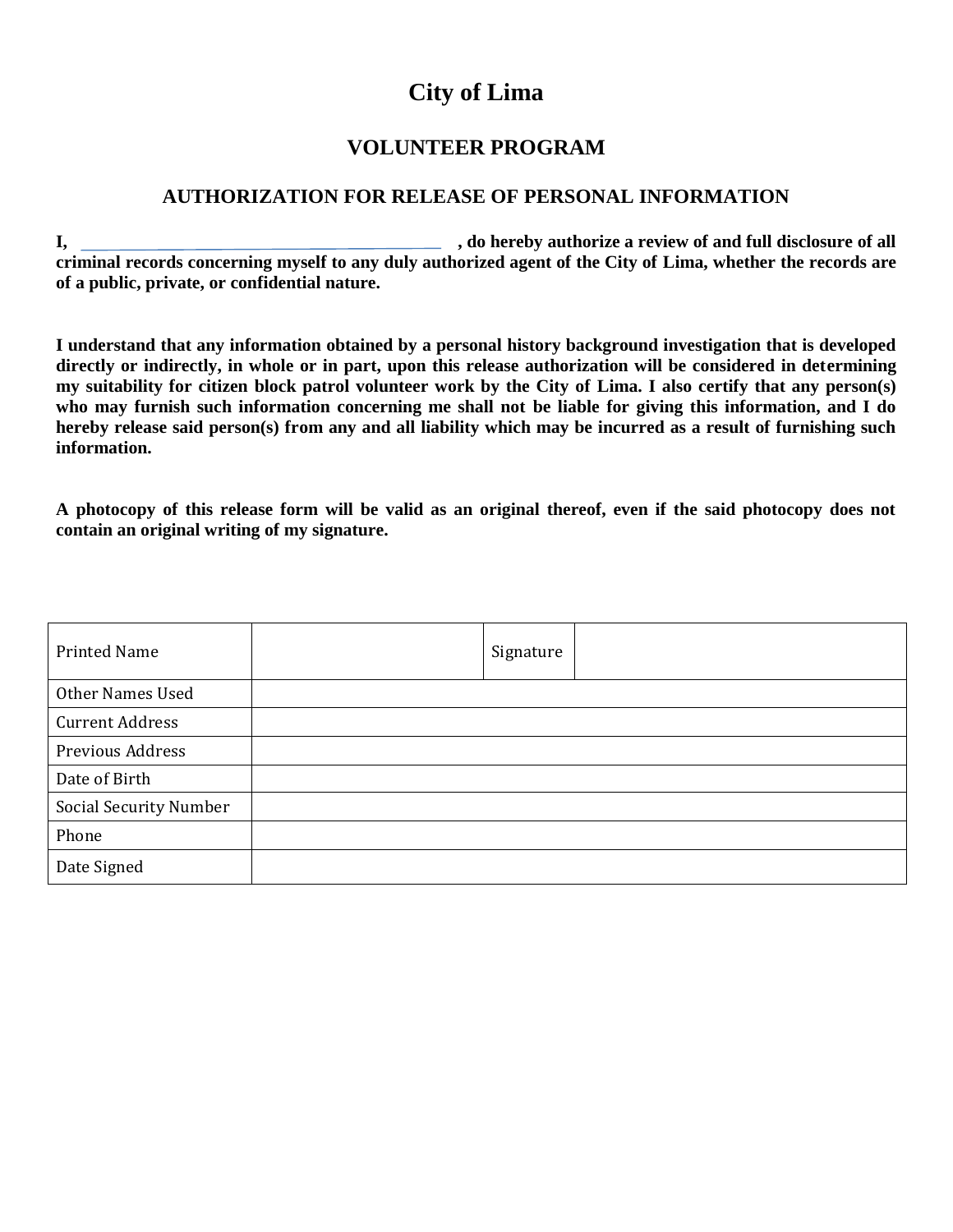# City of Lima

## VOLUNTEER PROGRAM

### AUTHORIZATION FOR RELEASE OF PERSONAL INFORMATION

**I, ______________________________, do hereby authorize a review of and full disclosure of all criminal records concerning myself to any duly authorized agent of the City of Lima, whether the records are of a public, private, or confidential nature.**

**I understand that any information obtained by a personal history background investigation that is developed directly or indirectly, in whole or in part, upon this release authorization will be considered in determining my suitability for citizen block patrol volunteer work by the City of Lima. I also certify that any person(s) who may furnish such information concerning me shall not be liable for giving this information, and I do hereby release said person(s) from any and all liability which may be incurred as a result of furnishing such information.**

**A photocopy of this release form will be valid as an original thereof, even if the said photocopy does not contain an original writing of my signature.**

| | | | |
|---|---|---|---|
| Printed Name | | Signature | |
| Other Names Used | | | |
| Current Address | | | |
| Previous Address | | | |
| Date of Birth | | | |
| Social Security Number | | | |
| Phone | | | |
| Date Signed | | | |